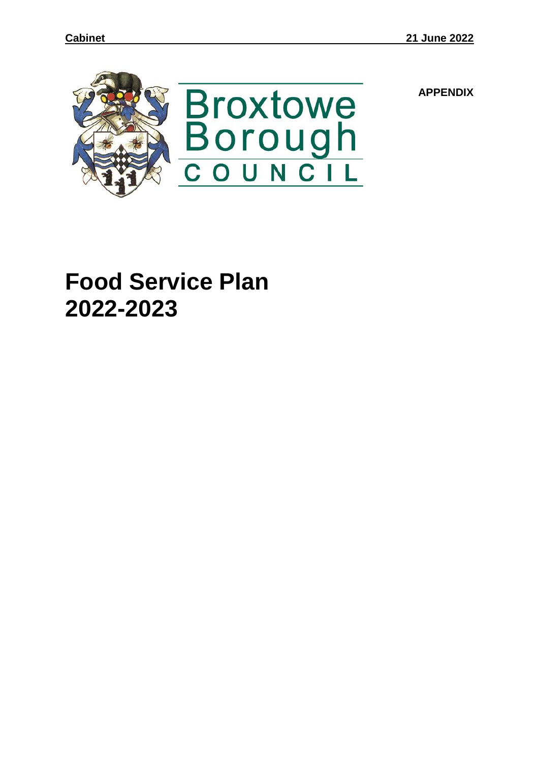APPENDIX

Broxtowe Borough COUNCIL

# Food Service Plan 2022-2023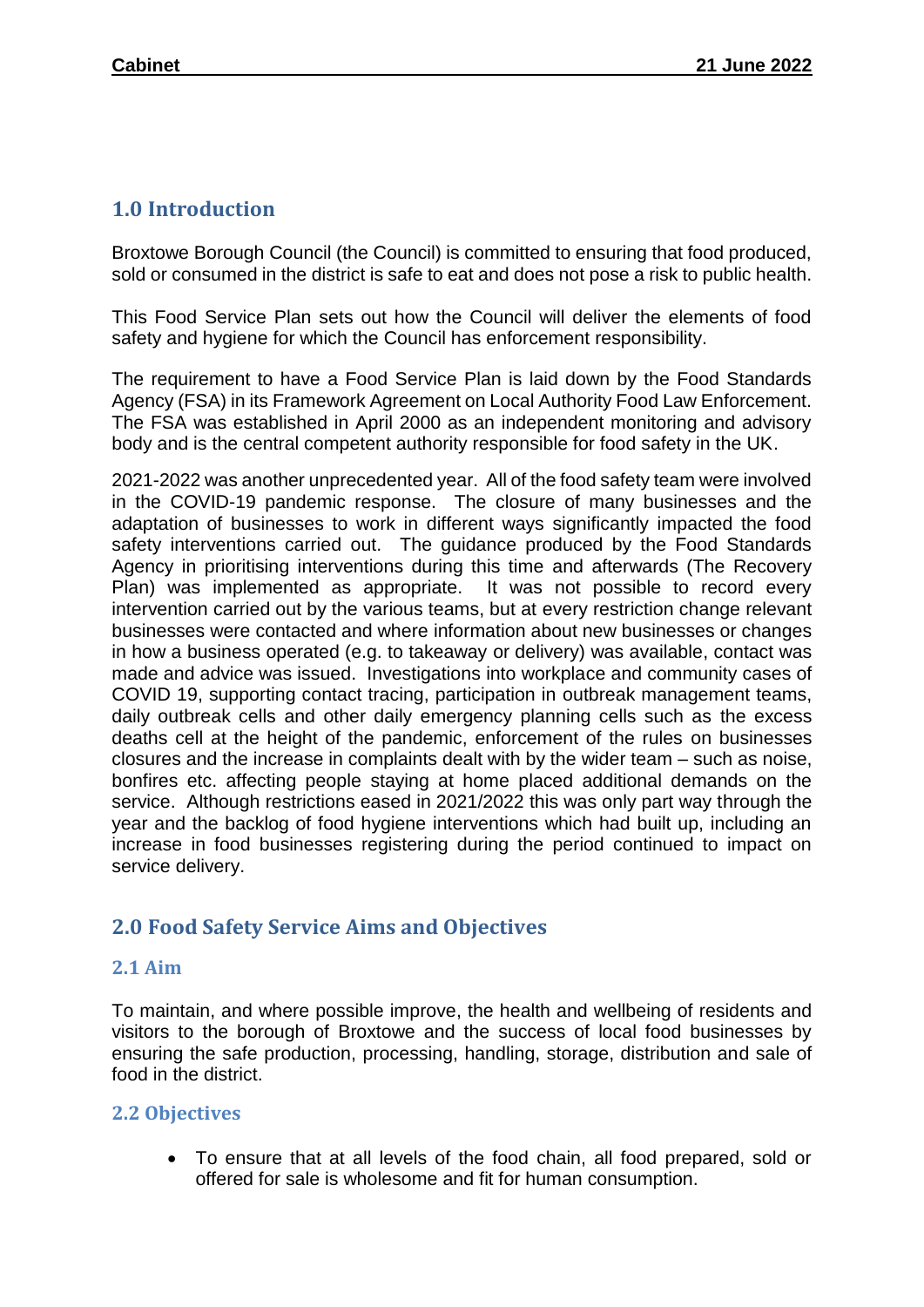## 1.0 Introduction

Broxtowe Borough Council (the Council) is committed to ensuring that food produced, sold or consumed in the district is safe to eat and does not pose a risk to public health.

This Food Service Plan sets out how the Council will deliver the elements of food safety and hygiene for which the Council has enforcement responsibility.

The requirement to have a Food Service Plan is laid down by the Food Standards Agency (FSA) in its Framework Agreement on Local Authority Food Law Enforcement. The FSA was established in April 2000 as an independent monitoring and advisory body and is the central competent authority responsible for food safety in the UK.

2021-2022 was another unprecedented year. All of the food safety team were involved in the COVID-19 pandemic response. The closure of many businesses and the adaptation of businesses to work in different ways significantly impacted the food safety interventions carried out. The guidance produced by the Food Standards Agency in prioritising interventions during this time and afterwards (The Recovery Plan) was implemented as appropriate. It was not possible to record every intervention carried out by the various teams, but at every restriction change relevant businesses were contacted and where information about new businesses or changes in how a business operated (e.g. to takeaway or delivery) was available, contact was made and advice was issued. Investigations into workplace and community cases of COVID 19, supporting contact tracing, participation in outbreak management teams, daily outbreak cells and other daily emergency planning cells such as the excess deaths cell at the height of the pandemic, enforcement of the rules on businesses closures and the increase in complaints dealt with by the wider team – such as noise, bonfires etc. affecting people staying at home placed additional demands on the service. Although restrictions eased in 2021/2022 this was only part way through the year and the backlog of food hygiene interventions which had built up, including an increase in food businesses registering during the period continued to impact on service delivery.

## 2.0 Food Safety Service Aims and Objectives

### 2.1 Aim

To maintain, and where possible improve, the health and wellbeing of residents and visitors to the borough of Broxtowe and the success of local food businesses by ensuring the safe production, processing, handling, storage, distribution and sale of food in the district.

### 2.2 Objectives

- To ensure that at all levels of the food chain, all food prepared, sold or offered for sale is wholesome and fit for human consumption.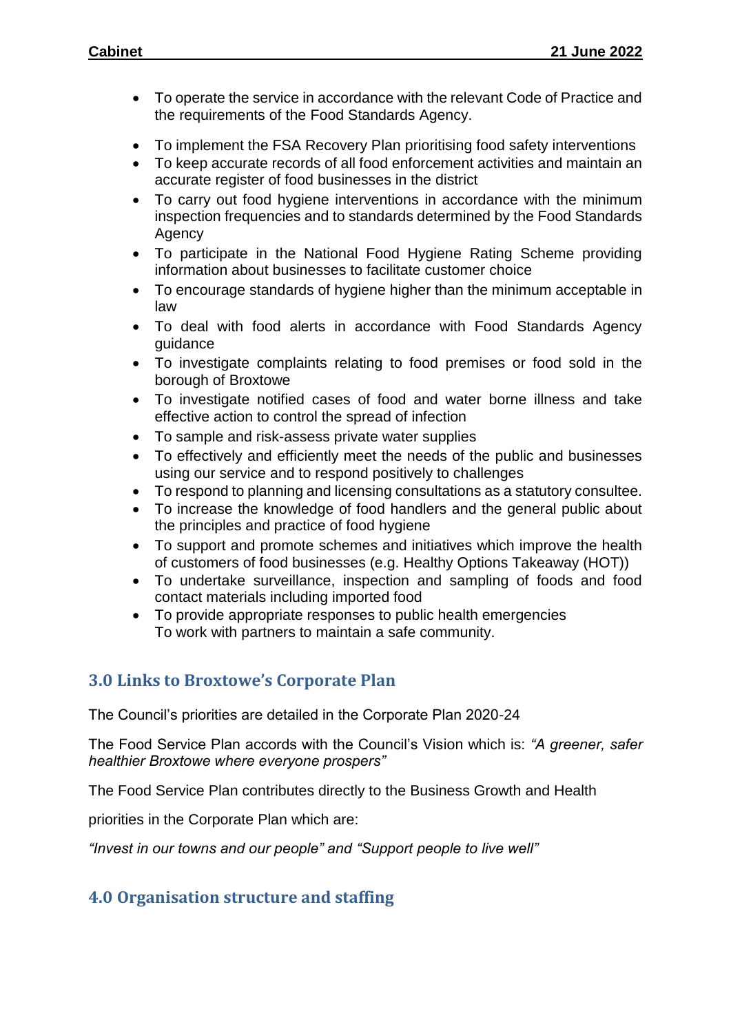- To operate the service in accordance with the relevant Code of Practice and the requirements of the Food Standards Agency.

- To implement the FSA Recovery Plan prioritising food safety interventions
- To keep accurate records of all food enforcement activities and maintain an accurate register of food businesses in the district
- To carry out food hygiene interventions in accordance with the minimum inspection frequencies and to standards determined by the Food Standards Agency
- To participate in the National Food Hygiene Rating Scheme providing information about businesses to facilitate customer choice
- To encourage standards of hygiene higher than the minimum acceptable in law
- To deal with food alerts in accordance with Food Standards Agency guidance
- To investigate complaints relating to food premises or food sold in the borough of Broxtowe
- To investigate notified cases of food and water borne illness and take effective action to control the spread of infection
- To sample and risk-assess private water supplies
- To effectively and efficiently meet the needs of the public and businesses using our service and to respond positively to challenges
- To respond to planning and licensing consultations as a statutory consultee.
- To increase the knowledge of food handlers and the general public about the principles and practice of food hygiene
- To support and promote schemes and initiatives which improve the health of customers of food businesses (e.g. Healthy Options Takeaway (HOT))
- To undertake surveillance, inspection and sampling of foods and food contact materials including imported food
- To provide appropriate responses to public health emergencies
  To work with partners to maintain a safe community.

## 3.0 Links to Broxtowe's Corporate Plan

The Council's priorities are detailed in the Corporate Plan 2020-24

The Food Service Plan accords with the Council's Vision which is: *"A greener, safer healthier Broxtowe where everyone prospers"*

The Food Service Plan contributes directly to the Business Growth and Health

priorities in the Corporate Plan which are:

*"Invest in our towns and our people" and "Support people to live well"*

## 4.0 Organisation structure and staffing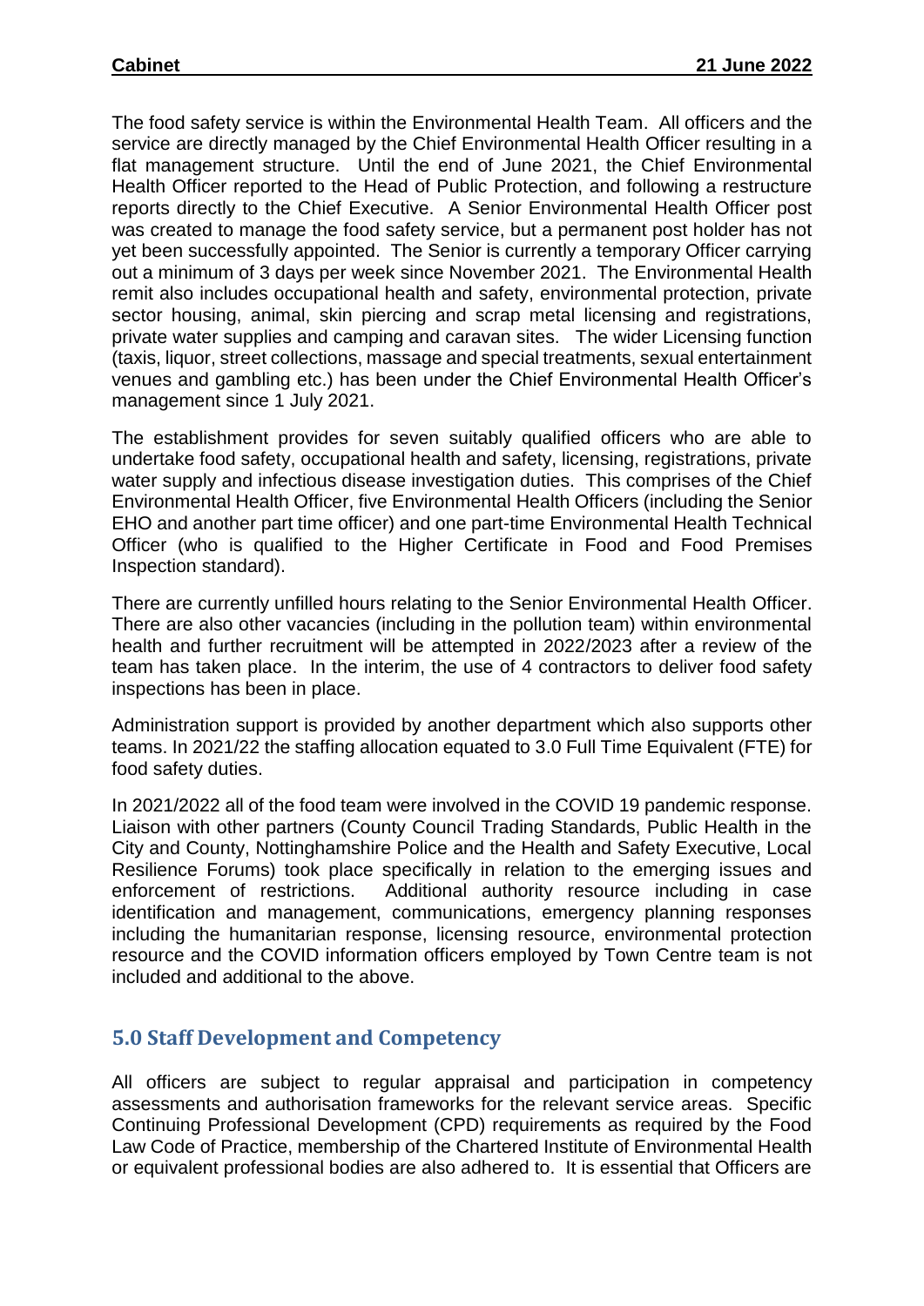The food safety service is within the Environmental Health Team. All officers and the service are directly managed by the Chief Environmental Health Officer resulting in a flat management structure. Until the end of June 2021, the Chief Environmental Health Officer reported to the Head of Public Protection, and following a restructure reports directly to the Chief Executive. A Senior Environmental Health Officer post was created to manage the food safety service, but a permanent post holder has not yet been successfully appointed. The Senior is currently a temporary Officer carrying out a minimum of 3 days per week since November 2021. The Environmental Health remit also includes occupational health and safety, environmental protection, private sector housing, animal, skin piercing and scrap metal licensing and registrations, private water supplies and camping and caravan sites. The wider Licensing function (taxis, liquor, street collections, massage and special treatments, sexual entertainment venues and gambling etc.) has been under the Chief Environmental Health Officer's management since 1 July 2021.

The establishment provides for seven suitably qualified officers who are able to undertake food safety, occupational health and safety, licensing, registrations, private water supply and infectious disease investigation duties. This comprises of the Chief Environmental Health Officer, five Environmental Health Officers (including the Senior EHO and another part time officer) and one part-time Environmental Health Technical Officer (who is qualified to the Higher Certificate in Food and Food Premises Inspection standard).

There are currently unfilled hours relating to the Senior Environmental Health Officer. There are also other vacancies (including in the pollution team) within environmental health and further recruitment will be attempted in 2022/2023 after a review of the team has taken place. In the interim, the use of 4 contractors to deliver food safety inspections has been in place.

Administration support is provided by another department which also supports other teams. In 2021/22 the staffing allocation equated to 3.0 Full Time Equivalent (FTE) for food safety duties.

In 2021/2022 all of the food team were involved in the COVID 19 pandemic response. Liaison with other partners (County Council Trading Standards, Public Health in the City and County, Nottinghamshire Police and the Health and Safety Executive, Local Resilience Forums) took place specifically in relation to the emerging issues and enforcement of restrictions. Additional authority resource including in case identification and management, communications, emergency planning responses including the humanitarian response, licensing resource, environmental protection resource and the COVID information officers employed by Town Centre team is not included and additional to the above.

## 5.0 Staff Development and Competency

All officers are subject to regular appraisal and participation in competency assessments and authorisation frameworks for the relevant service areas. Specific Continuing Professional Development (CPD) requirements as required by the Food Law Code of Practice, membership of the Chartered Institute of Environmental Health or equivalent professional bodies are also adhered to. It is essential that Officers are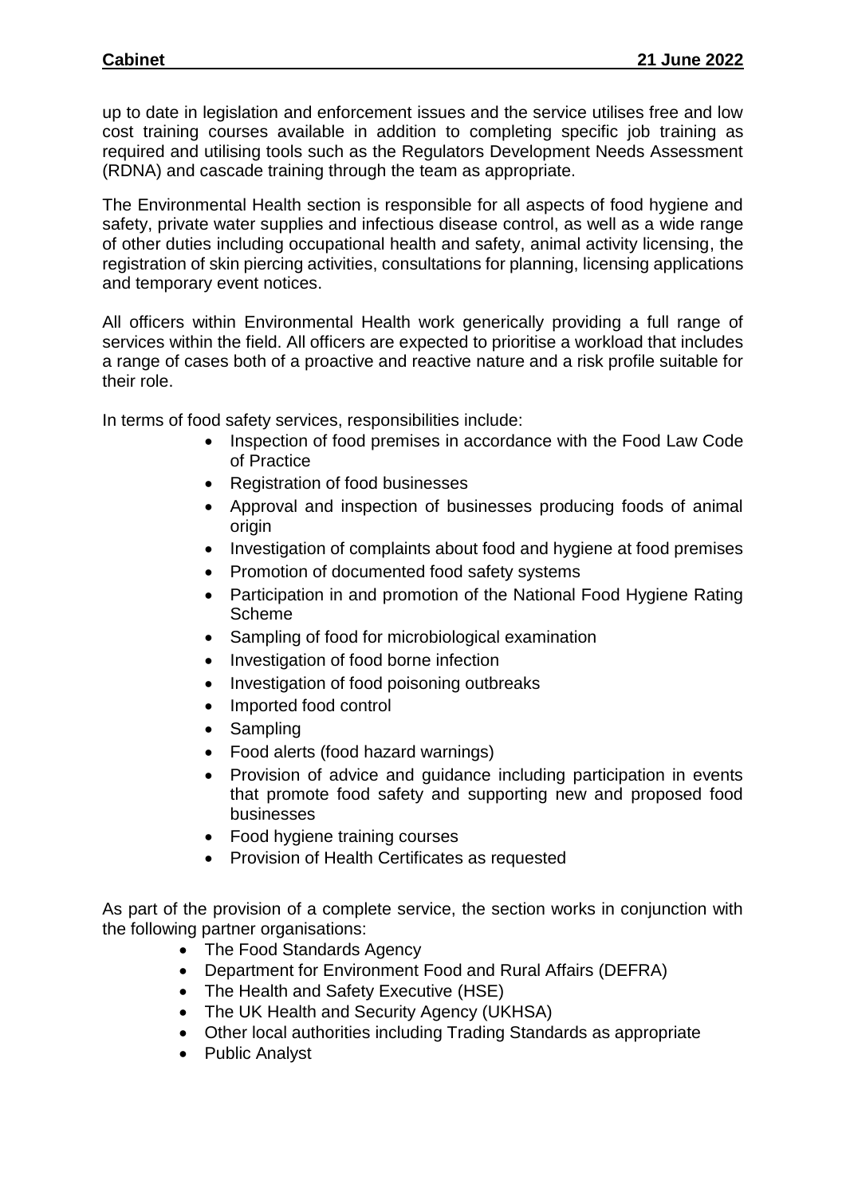up to date in legislation and enforcement issues and the service utilises free and low cost training courses available in addition to completing specific job training as required and utilising tools such as the Regulators Development Needs Assessment (RDNA) and cascade training through the team as appropriate.

The Environmental Health section is responsible for all aspects of food hygiene and safety, private water supplies and infectious disease control, as well as a wide range of other duties including occupational health and safety, animal activity licensing, the registration of skin piercing activities, consultations for planning, licensing applications and temporary event notices.

All officers within Environmental Health work generically providing a full range of services within the field. All officers are expected to prioritise a workload that includes a range of cases both of a proactive and reactive nature and a risk profile suitable for their role.

In terms of food safety services, responsibilities include:

- Inspection of food premises in accordance with the Food Law Code of Practice
- Registration of food businesses
- Approval and inspection of businesses producing foods of animal origin
- Investigation of complaints about food and hygiene at food premises
- Promotion of documented food safety systems
- Participation in and promotion of the National Food Hygiene Rating Scheme
- Sampling of food for microbiological examination
- Investigation of food borne infection
- Investigation of food poisoning outbreaks
- Imported food control
- Sampling
- Food alerts (food hazard warnings)
- Provision of advice and guidance including participation in events that promote food safety and supporting new and proposed food businesses
- Food hygiene training courses
- Provision of Health Certificates as requested

As part of the provision of a complete service, the section works in conjunction with the following partner organisations:

- The Food Standards Agency
- Department for Environment Food and Rural Affairs (DEFRA)
- The Health and Safety Executive (HSE)
- The UK Health and Security Agency (UKHSA)
- Other local authorities including Trading Standards as appropriate
- Public Analyst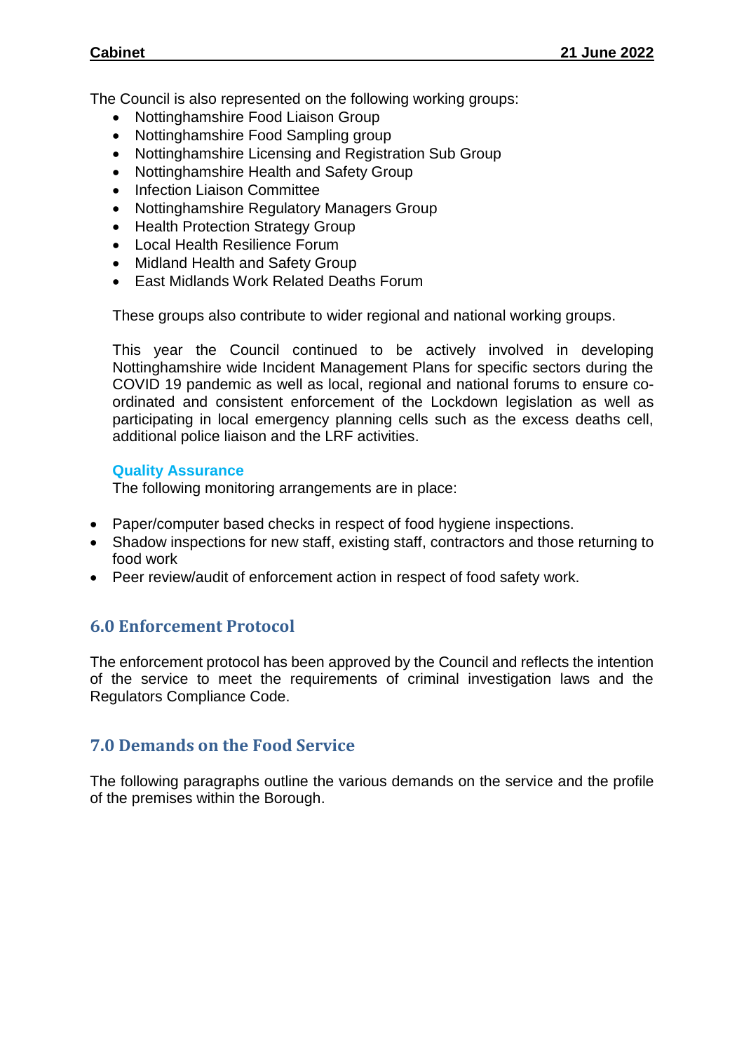The Council is also represented on the following working groups:

- Nottinghamshire Food Liaison Group
- Nottinghamshire Food Sampling group
- Nottinghamshire Licensing and Registration Sub Group
- Nottinghamshire Health and Safety Group
- Infection Liaison Committee
- Nottinghamshire Regulatory Managers Group
- Health Protection Strategy Group
- Local Health Resilience Forum
- Midland Health and Safety Group
- East Midlands Work Related Deaths Forum

These groups also contribute to wider regional and national working groups.

This year the Council continued to be actively involved in developing Nottinghamshire wide Incident Management Plans for specific sectors during the COVID 19 pandemic as well as local, regional and national forums to ensure co-ordinated and consistent enforcement of the Lockdown legislation as well as participating in local emergency planning cells such as the excess deaths cell, additional police liaison and the LRF activities.

### Quality Assurance

The following monitoring arrangements are in place:

- Paper/computer based checks in respect of food hygiene inspections.
- Shadow inspections for new staff, existing staff, contractors and those returning to food work
- Peer review/audit of enforcement action in respect of food safety work.

## 6.0 Enforcement Protocol

The enforcement protocol has been approved by the Council and reflects the intention of the service to meet the requirements of criminal investigation laws and the Regulators Compliance Code.

## 7.0 Demands on the Food Service

The following paragraphs outline the various demands on the service and the profile of the premises within the Borough.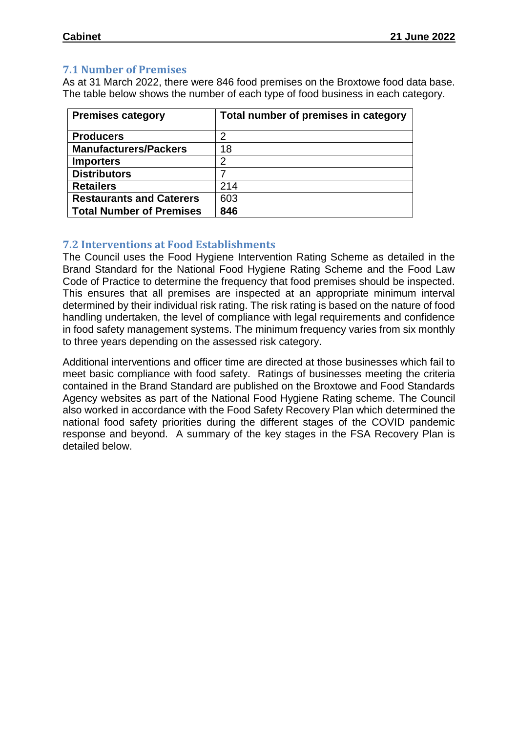### 7.1 Number of Premises

As at 31 March 2022, there were 846 food premises on the Broxtowe food data base. The table below shows the number of each type of food business in each category.

| Premises category | Total number of premises in category |
|---|---|
| **Producers** | 2 |
| **Manufacturers/Packers** | 18 |
| **Importers** | 2 |
| **Distributors** | 7 |
| **Retailers** | 214 |
| **Restaurants and Caterers** | 603 |
| **Total Number of Premises** | **846** |

### 7.2 Interventions at Food Establishments

The Council uses the Food Hygiene Intervention Rating Scheme as detailed in the Brand Standard for the National Food Hygiene Rating Scheme and the Food Law Code of Practice to determine the frequency that food premises should be inspected. This ensures that all premises are inspected at an appropriate minimum interval determined by their individual risk rating. The risk rating is based on the nature of food handling undertaken, the level of compliance with legal requirements and confidence in food safety management systems. The minimum frequency varies from six monthly to three years depending on the assessed risk category.

Additional interventions and officer time are directed at those businesses which fail to meet basic compliance with food safety. Ratings of businesses meeting the criteria contained in the Brand Standard are published on the Broxtowe and Food Standards Agency websites as part of the National Food Hygiene Rating scheme. The Council also worked in accordance with the Food Safety Recovery Plan which determined the national food safety priorities during the different stages of the COVID pandemic response and beyond. A summary of the key stages in the FSA Recovery Plan is detailed below.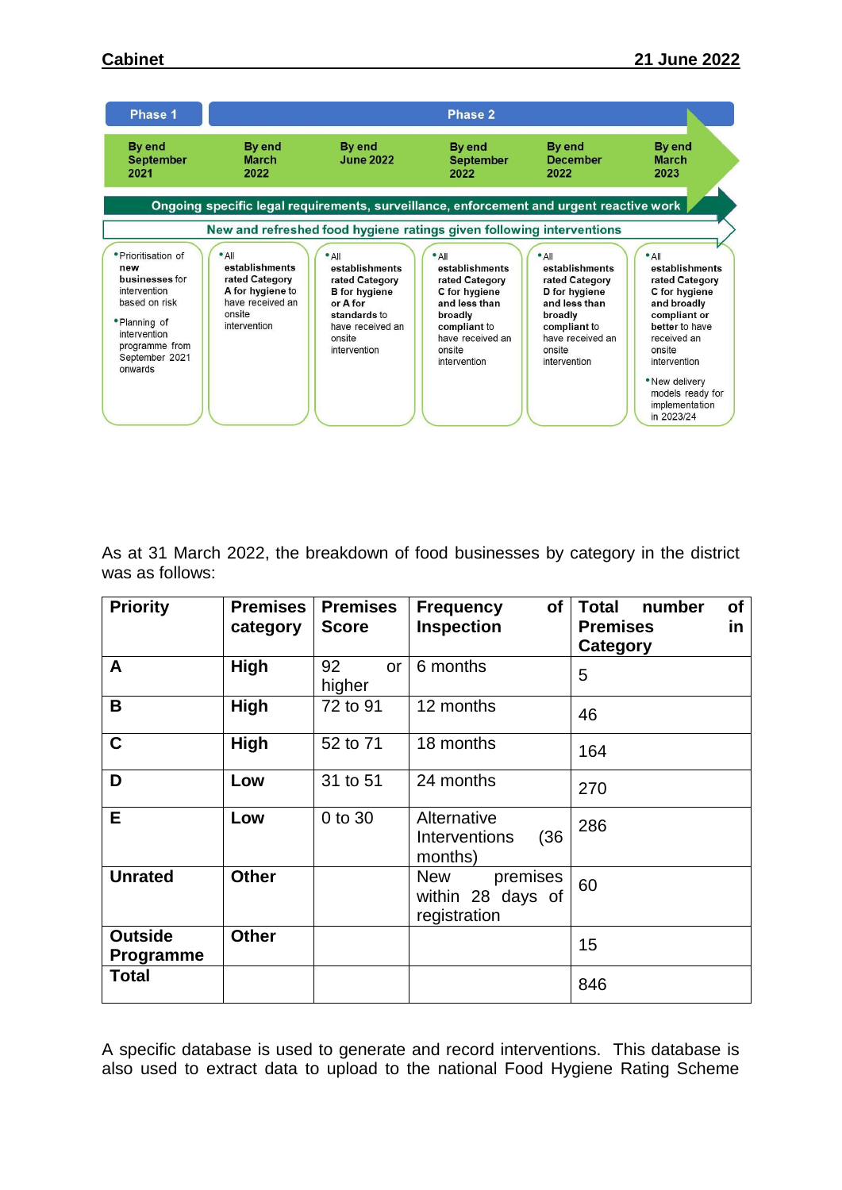| Phase 1 | Phase 2 | | | | |
|---|---|---|---|---|---|
| By end September 2021 | By end March 2022 | By end June 2022 | By end September 2022 | By end December 2022 | By end March 2023 |

**Ongoing specific legal requirements, surveillance, enforcement and urgent reactive work**

**New and refreshed food hygiene ratings given following interventions**

| By end September 2021 | By end March 2022 | By end June 2022 | By end September 2022 | By end December 2022 | By end March 2023 |
|---|---|---|---|---|---|
| • Prioritisation of **new** businesses for intervention based on risk<br>• Planning of intervention programme from September 2021 onwards | • All **establishments rated Category A for hygiene** to have received an onsite intervention | • All **establishments rated Category B for hygiene or A for standards** to have received an onsite intervention | • All **establishments rated Category C for hygiene and less than broadly compliant** to have received an onsite intervention | • All **establishments rated Category D for hygiene and less than broadly compliant** to have received an onsite intervention | • All **establishments rated Category C for hygiene and broadly compliant or better** to have received an onsite intervention<br>• New delivery models ready for implementation in 2023/24 |

As at 31 March 2022, the breakdown of food businesses by category in the district was as follows:

| Priority | Premises category | Premises Score | Frequency of Inspection | Total number of Premises in Category |
|---|---|---|---|---|
| **A** | **High** | 92 or higher | 6 months | 5 |
| **B** | **High** | 72 to 91 | 12 months | 46 |
| **C** | **High** | 52 to 71 | 18 months | 164 |
| **D** | **Low** | 31 to 51 | 24 months | 270 |
| **E** | **Low** | 0 to 30 | Alternative Interventions (36 months) | 286 |
| **Unrated** | **Other** | | New premises within 28 days of registration | 60 |
| **Outside Programme** | **Other** | | | 15 |
| **Total** | | | | 846 |

A specific database is used to generate and record interventions. This database is also used to extract data to upload to the national Food Hygiene Rating Scheme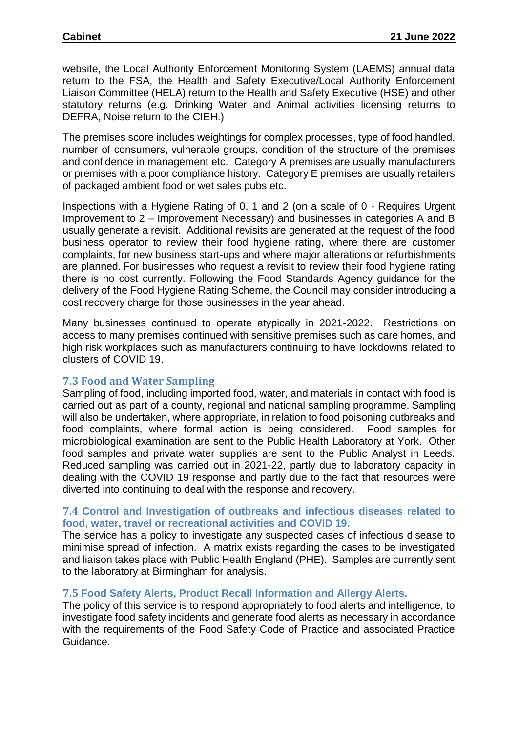website, the Local Authority Enforcement Monitoring System (LAEMS) annual data return to the FSA, the Health and Safety Executive/Local Authority Enforcement Liaison Committee (HELA) return to the Health and Safety Executive (HSE) and other statutory returns (e.g. Drinking Water and Animal activities licensing returns to DEFRA, Noise return to the CIEH.)

The premises score includes weightings for complex processes, type of food handled, number of consumers, vulnerable groups, condition of the structure of the premises and confidence in management etc. Category A premises are usually manufacturers or premises with a poor compliance history. Category E premises are usually retailers of packaged ambient food or wet sales pubs etc.

Inspections with a Hygiene Rating of 0, 1 and 2 (on a scale of 0 - Requires Urgent Improvement to 2 – Improvement Necessary) and businesses in categories A and B usually generate a revisit. Additional revisits are generated at the request of the food business operator to review their food hygiene rating, where there are customer complaints, for new business start-ups and where major alterations or refurbishments are planned. For businesses who request a revisit to review their food hygiene rating there is no cost currently. Following the Food Standards Agency guidance for the delivery of the Food Hygiene Rating Scheme, the Council may consider introducing a cost recovery charge for those businesses in the year ahead.

Many businesses continued to operate atypically in 2021-2022. Restrictions on access to many premises continued with sensitive premises such as care homes, and high risk workplaces such as manufacturers continuing to have lockdowns related to clusters of COVID 19.

### 7.3 Food and Water Sampling

Sampling of food, including imported food, water, and materials in contact with food is carried out as part of a county, regional and national sampling programme. Sampling will also be undertaken, where appropriate, in relation to food poisoning outbreaks and food complaints, where formal action is being considered. Food samples for microbiological examination are sent to the Public Health Laboratory at York. Other food samples and private water supplies are sent to the Public Analyst in Leeds. Reduced sampling was carried out in 2021-22, partly due to laboratory capacity in dealing with the COVID 19 response and partly due to the fact that resources were diverted into continuing to deal with the response and recovery.

### 7.4 Control and Investigation of outbreaks and infectious diseases related to food, water, travel or recreational activities and COVID 19.

The service has a policy to investigate any suspected cases of infectious disease to minimise spread of infection. A matrix exists regarding the cases to be investigated and liaison takes place with Public Health England (PHE). Samples are currently sent to the laboratory at Birmingham for analysis.

### 7.5 Food Safety Alerts, Product Recall Information and Allergy Alerts.

The policy of this service is to respond appropriately to food alerts and intelligence, to investigate food safety incidents and generate food alerts as necessary in accordance with the requirements of the Food Safety Code of Practice and associated Practice Guidance.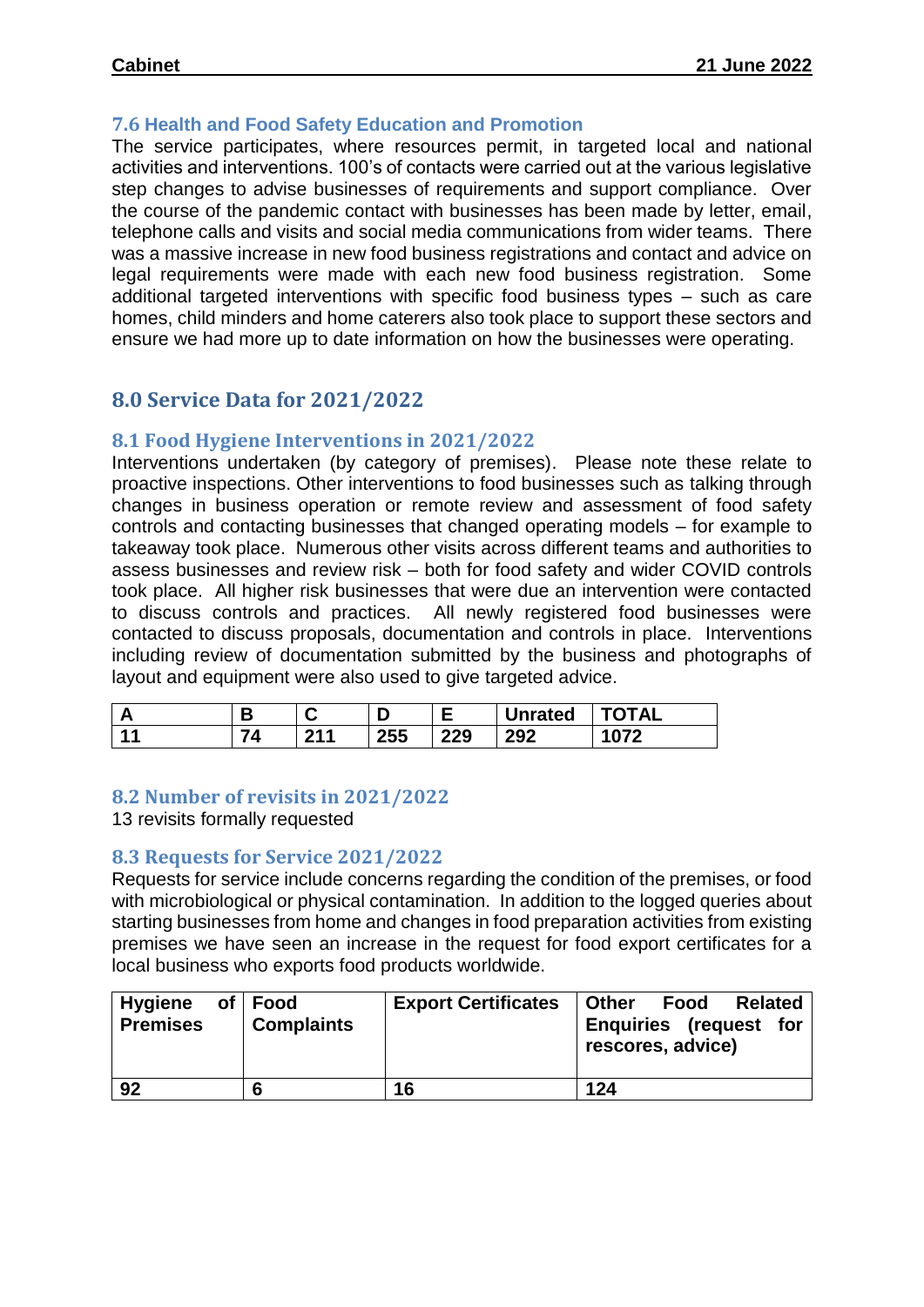### 7.6 Health and Food Safety Education and Promotion

The service participates, where resources permit, in targeted local and national activities and interventions. 100's of contacts were carried out at the various legislative step changes to advise businesses of requirements and support compliance. Over the course of the pandemic contact with businesses has been made by letter, email, telephone calls and visits and social media communications from wider teams. There was a massive increase in new food business registrations and contact and advice on legal requirements were made with each new food business registration. Some additional targeted interventions with specific food business types – such as care homes, child minders and home caterers also took place to support these sectors and ensure we had more up to date information on how the businesses were operating.

## 8.0 Service Data for 2021/2022

### 8.1 Food Hygiene Interventions in 2021/2022

Interventions undertaken (by category of premises). Please note these relate to proactive inspections. Other interventions to food businesses such as talking through changes in business operation or remote review and assessment of food safety controls and contacting businesses that changed operating models – for example to takeaway took place. Numerous other visits across different teams and authorities to assess businesses and review risk – both for food safety and wider COVID controls took place. All higher risk businesses that were due an intervention were contacted to discuss controls and practices. All newly registered food businesses were contacted to discuss proposals, documentation and controls in place. Interventions including review of documentation submitted by the business and photographs of layout and equipment were also used to give targeted advice.

| A | B | C | D | E | Unrated | TOTAL |
|---|---|---|---|---|---|---|
| 11 | 74 | 211 | 255 | 229 | 292 | 1072 |

### 8.2 Number of revisits in 2021/2022

13 revisits formally requested

### 8.3 Requests for Service 2021/2022

Requests for service include concerns regarding the condition of the premises, or food with microbiological or physical contamination. In addition to the logged queries about starting businesses from home and changes in food preparation activities from existing premises we have seen an increase in the request for food export certificates for a local business who exports food products worldwide.

| Hygiene of Premises | Food Complaints | Export Certificates | Other Food Related Enquiries (request for rescores, advice) |
|---|---|---|---|
| 92 | 6 | 16 | 124 |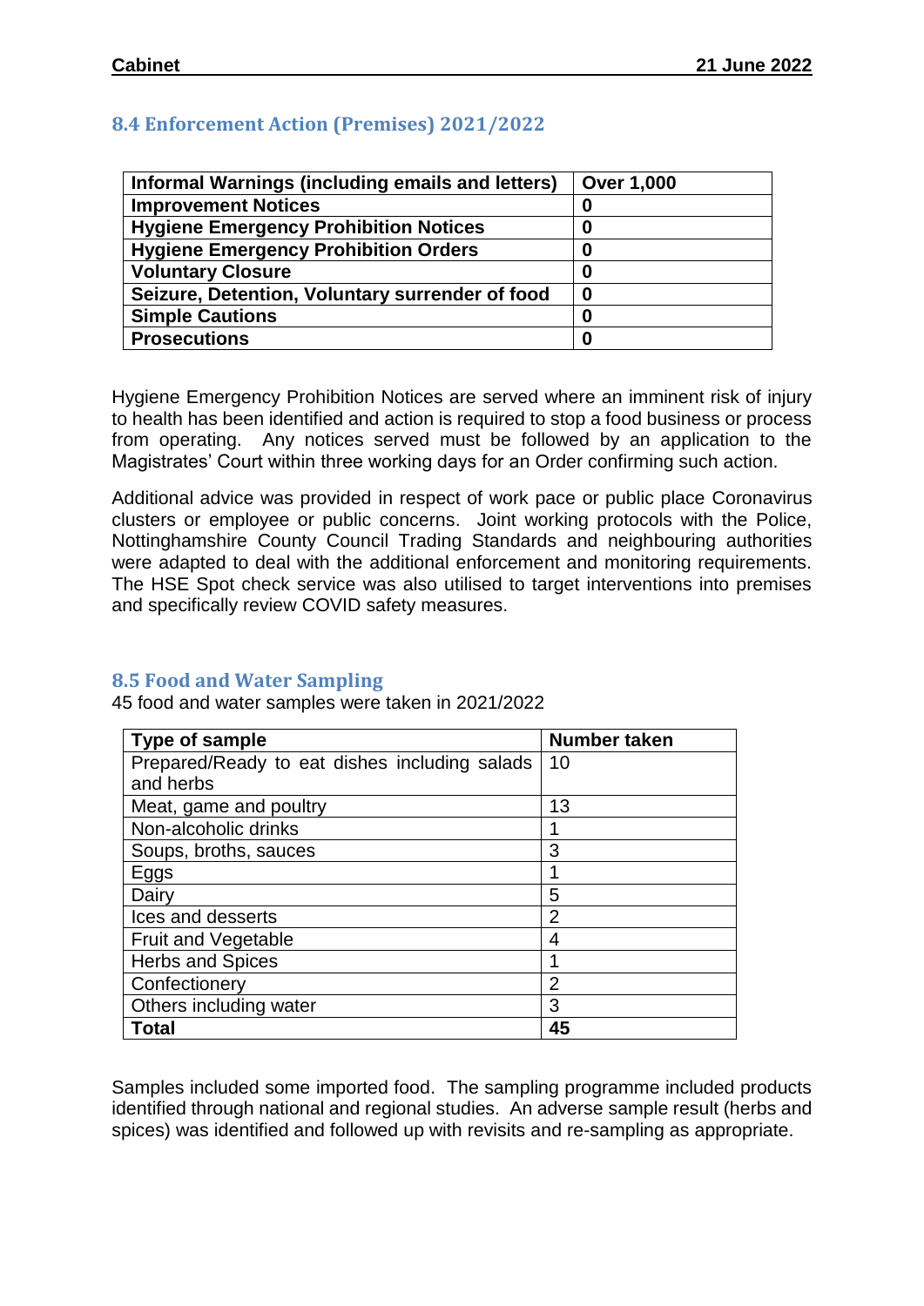## 8.4 Enforcement Action (Premises) 2021/2022

| **Informal Warnings (including emails and letters)** | **Over 1,000** |
|---|---|
| **Improvement Notices** | **0** |
| **Hygiene Emergency Prohibition Notices** | **0** |
| **Hygiene Emergency Prohibition Orders** | **0** |
| **Voluntary Closure** | **0** |
| **Seizure, Detention, Voluntary surrender of food** | **0** |
| **Simple Cautions** | **0** |
| **Prosecutions** | **0** |

Hygiene Emergency Prohibition Notices are served where an imminent risk of injury to health has been identified and action is required to stop a food business or process from operating. Any notices served must be followed by an application to the Magistrates' Court within three working days for an Order confirming such action.

Additional advice was provided in respect of work pace or public place Coronavirus clusters or employee or public concerns. Joint working protocols with the Police, Nottinghamshire County Council Trading Standards and neighbouring authorities were adapted to deal with the additional enforcement and monitoring requirements. The HSE Spot check service was also utilised to target interventions into premises and specifically review COVID safety measures.

## 8.5 Food and Water Sampling

45 food and water samples were taken in 2021/2022

| **Type of sample** | **Number taken** |
|---|---|
| Prepared/Ready to eat dishes including salads and herbs | 10 |
| Meat, game and poultry | 13 |
| Non-alcoholic drinks | 1 |
| Soups, broths, sauces | 3 |
| Eggs | 1 |
| Dairy | 5 |
| Ices and desserts | 2 |
| Fruit and Vegetable | 4 |
| Herbs and Spices | 1 |
| Confectionery | 2 |
| Others including water | 3 |
| **Total** | **45** |

Samples included some imported food. The sampling programme included products identified through national and regional studies. An adverse sample result (herbs and spices) was identified and followed up with revisits and re-sampling as appropriate.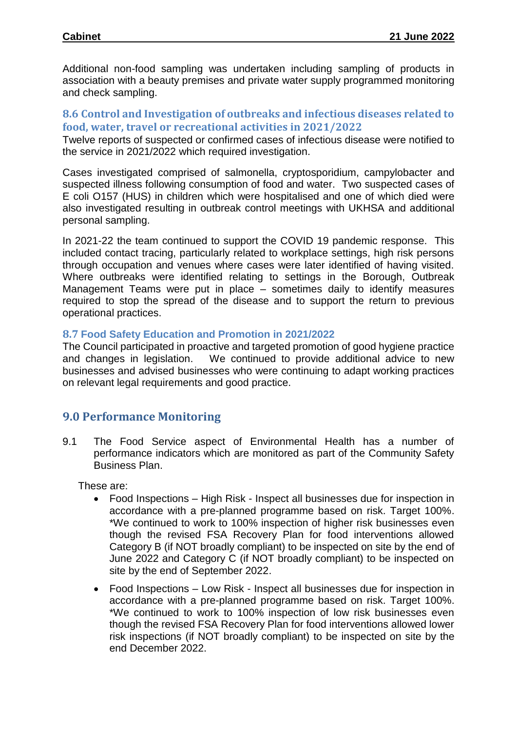Additional non-food sampling was undertaken including sampling of products in association with a beauty premises and private water supply programmed monitoring and check sampling.

### 8.6 Control and Investigation of outbreaks and infectious diseases related to food, water, travel or recreational activities in 2021/2022

Twelve reports of suspected or confirmed cases of infectious disease were notified to the service in 2021/2022 which required investigation.

Cases investigated comprised of salmonella, cryptosporidium, campylobacter and suspected illness following consumption of food and water. Two suspected cases of E coli O157 (HUS) in children which were hospitalised and one of which died were also investigated resulting in outbreak control meetings with UKHSA and additional personal sampling.

In 2021-22 the team continued to support the COVID 19 pandemic response. This included contact tracing, particularly related to workplace settings, high risk persons through occupation and venues where cases were later identified of having visited. Where outbreaks were identified relating to settings in the Borough, Outbreak Management Teams were put in place – sometimes daily to identify measures required to stop the spread of the disease and to support the return to previous operational practices.

### 8.7 Food Safety Education and Promotion in 2021/2022

The Council participated in proactive and targeted promotion of good hygiene practice and changes in legislation. We continued to provide additional advice to new businesses and advised businesses who were continuing to adapt working practices on relevant legal requirements and good practice.

## 9.0 Performance Monitoring

9.1 The Food Service aspect of Environmental Health has a number of performance indicators which are monitored as part of the Community Safety Business Plan.

These are:

- Food Inspections – High Risk - Inspect all businesses due for inspection in accordance with a pre-planned programme based on risk. Target 100%. *We continued to work to 100% inspection of higher risk businesses even though the revised FSA Recovery Plan for food interventions allowed Category B (if NOT broadly compliant) to be inspected on site by the end of June 2022 and Category C (if NOT broadly compliant) to be inspected on site by the end of September 2022.
- Food Inspections – Low Risk - Inspect all businesses due for inspection in accordance with a pre-planned programme based on risk. Target 100%. *We continued to work to 100% inspection of low risk businesses even though the revised FSA Recovery Plan for food interventions allowed lower risk inspections (if NOT broadly compliant) to be inspected on site by the end December 2022.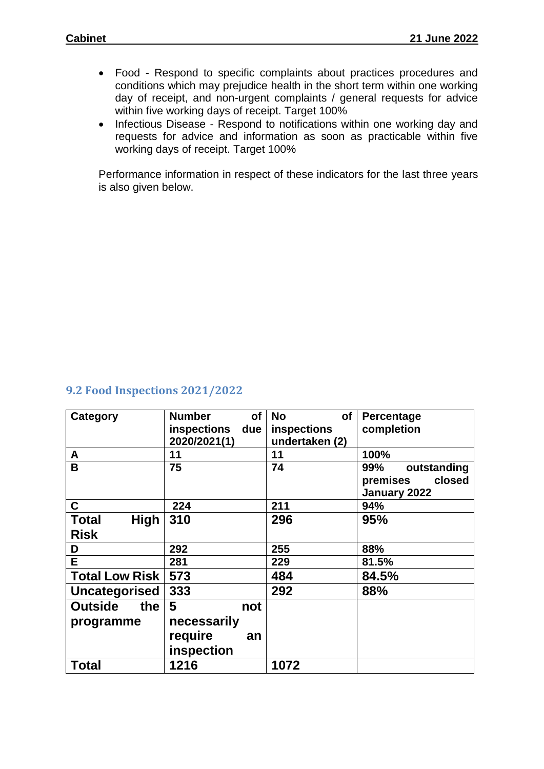- Food - Respond to specific complaints about practices procedures and conditions which may prejudice health in the short term within one working day of receipt, and non-urgent complaints / general requests for advice within five working days of receipt. Target 100%
- Infectious Disease - Respond to notifications within one working day and requests for advice and information as soon as practicable within five working days of receipt. Target 100%

Performance information in respect of these indicators for the last three years is also given below.

## 9.2 Food Inspections 2021/2022

| Category | Number of inspections due 2020/2021(1) | No of inspections undertaken (2) | Percentage completion |
|---|---|---|---|
| **A** | **11** | **11** | **100%** |
| **B** | **75** | **74** | **99% outstanding premises closed January 2022** |
| **C** | **224** | **211** | **94%** |
| **Total High Risk** | **310** | **296** | **95%** |
| **D** | **292** | **255** | **88%** |
| **E** | **281** | **229** | **81.5%** |
| **Total Low Risk** | **573** | **484** | **84.5%** |
| **Uncategorised** | **333** | **292** | **88%** |
| **Outside the programme** | **5 not necessarily require an inspection** | | |
| **Total** | **1216** | **1072** | |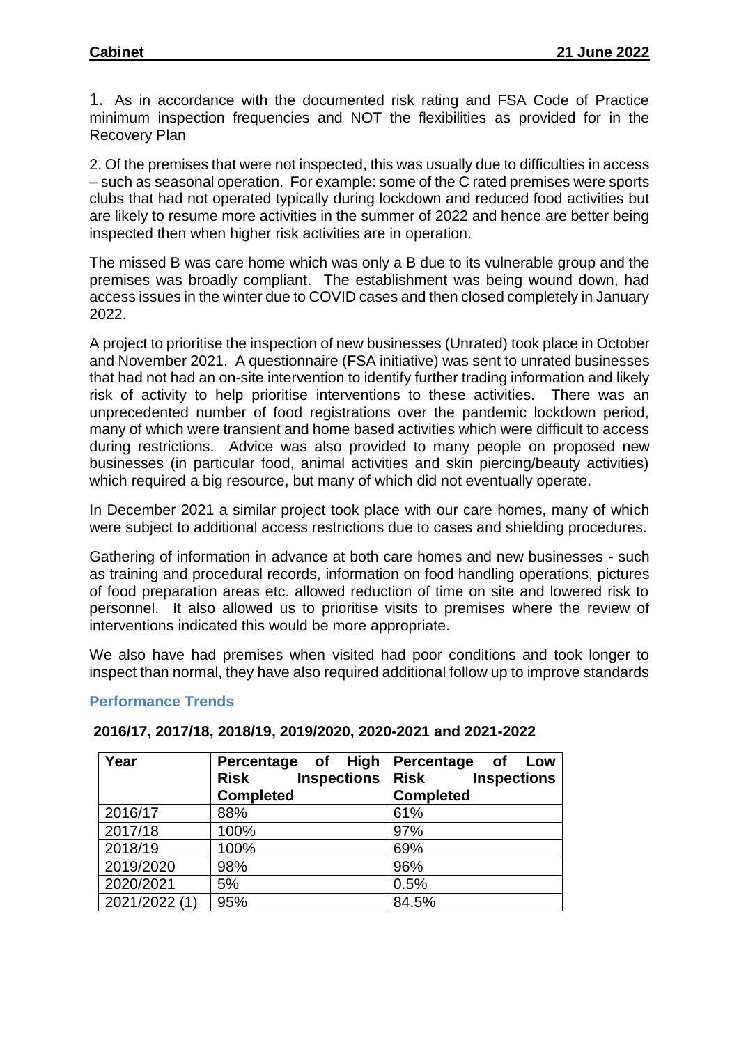1. As in accordance with the documented risk rating and FSA Code of Practice minimum inspection frequencies and NOT the flexibilities as provided for in the Recovery Plan

2. Of the premises that were not inspected, this was usually due to difficulties in access – such as seasonal operation. For example: some of the C rated premises were sports clubs that had not operated typically during lockdown and reduced food activities but are likely to resume more activities in the summer of 2022 and hence are better being inspected then when higher risk activities are in operation.

The missed B was care home which was only a B due to its vulnerable group and the premises was broadly compliant. The establishment was being wound down, had access issues in the winter due to COVID cases and then closed completely in January 2022.

A project to prioritise the inspection of new businesses (Unrated) took place in October and November 2021. A questionnaire (FSA initiative) was sent to unrated businesses that had not had an on-site intervention to identify further trading information and likely risk of activity to help prioritise interventions to these activities. There was an unprecedented number of food registrations over the pandemic lockdown period, many of which were transient and home based activities which were difficult to access during restrictions. Advice was also provided to many people on proposed new businesses (in particular food, animal activities and skin piercing/beauty activities) which required a big resource, but many of which did not eventually operate.

In December 2021 a similar project took place with our care homes, many of which were subject to additional access restrictions due to cases and shielding procedures.

Gathering of information in advance at both care homes and new businesses - such as training and procedural records, information on food handling operations, pictures of food preparation areas etc. allowed reduction of time on site and lowered risk to personnel. It also allowed us to prioritise visits to premises where the review of interventions indicated this would be more appropriate.

We also have had premises when visited had poor conditions and took longer to inspect than normal, they have also required additional follow up to improve standards

### Performance Trends

**2016/17, 2017/18, 2018/19, 2019/2020, 2020-2021 and 2021-2022**

| Year | Percentage of High Risk Inspections Completed | Percentage of Low Risk Inspections Completed |
|---|---|---|
| 2016/17 | 88% | 61% |
| 2017/18 | 100% | 97% |
| 2018/19 | 100% | 69% |
| 2019/2020 | 98% | 96% |
| 2020/2021 | 5% | 0.5% |
| 2021/2022 (1) | 95% | 84.5% |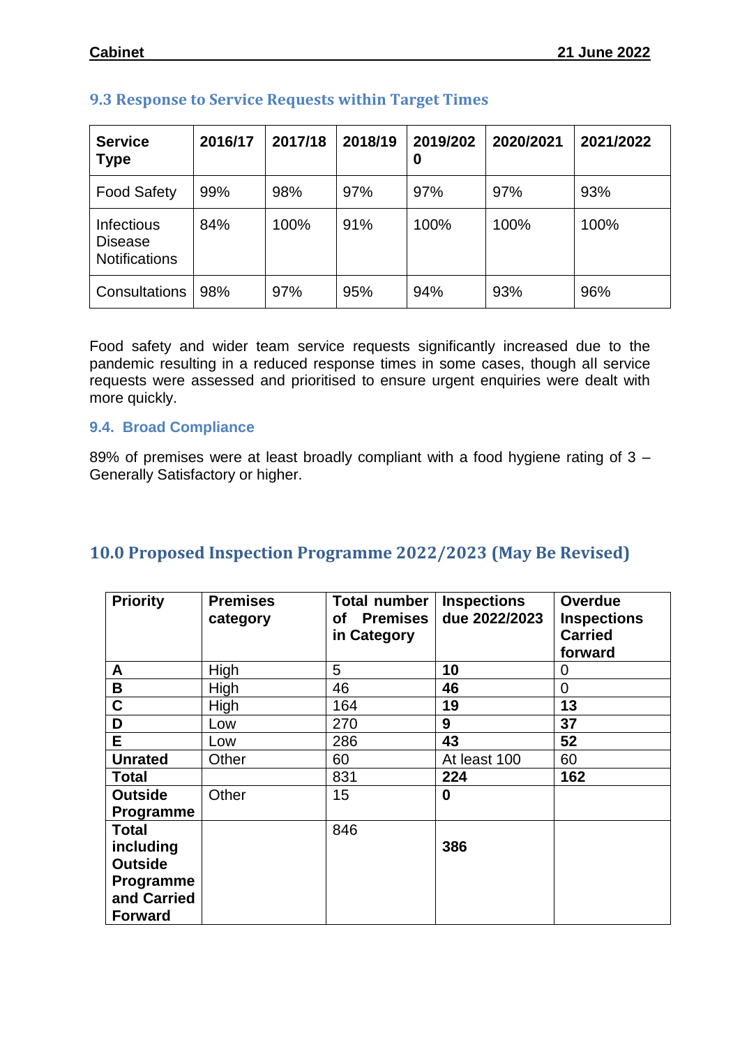### 9.3 Response to Service Requests within Target Times

| Service Type | 2016/17 | 2017/18 | 2018/19 | 2019/2020 | 2020/2021 | 2021/2022 |
|---|---|---|---|---|---|---|
| Food Safety | 99% | 98% | 97% | 97% | 97% | 93% |
| Infectious Disease Notifications | 84% | 100% | 91% | 100% | 100% | 100% |
| Consultations | 98% | 97% | 95% | 94% | 93% | 96% |

Food safety and wider team service requests significantly increased due to the pandemic resulting in a reduced response times in some cases, though all service requests were assessed and prioritised to ensure urgent enquiries were dealt with more quickly.

### 9.4. Broad Compliance

89% of premises were at least broadly compliant with a food hygiene rating of 3 – Generally Satisfactory or higher.

## 10.0 Proposed Inspection Programme 2022/2023 (May Be Revised)

| Priority | Premises category | Total number of Premises in Category | Inspections due 2022/2023 | Overdue Inspections Carried forward |
|---|---|---|---|---|
| **A** | High | 5 | **10** | 0 |
| **B** | High | 46 | **46** | 0 |
| **C** | High | 164 | **19** | **13** |
| **D** | Low | 270 | **9** | **37** |
| **E** | Low | 286 | **43** | **52** |
| **Unrated** | Other | 60 | At least 100 | 60 |
| **Total** | | 831 | **224** | **162** |
| **Outside Programme** | Other | 15 | **0** | |
| **Total including Outside Programme and Carried Forward** | | 846 | **386** | |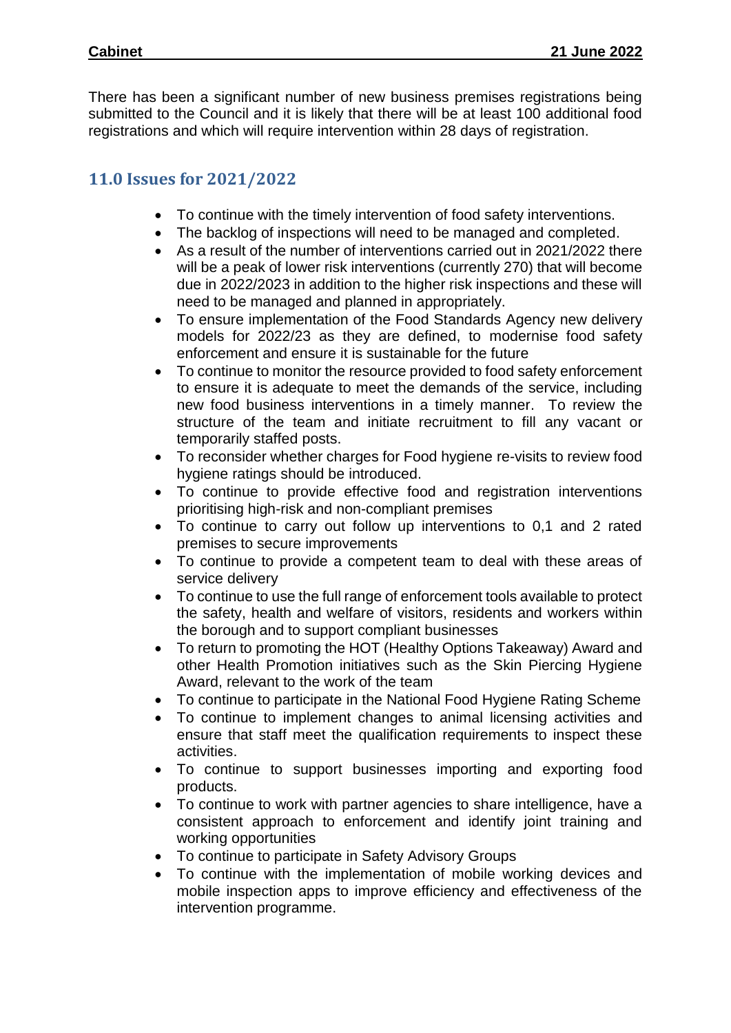There has been a significant number of new business premises registrations being submitted to the Council and it is likely that there will be at least 100 additional food registrations and which will require intervention within 28 days of registration.

## 11.0 Issues for 2021/2022

- To continue with the timely intervention of food safety interventions.
- The backlog of inspections will need to be managed and completed.
- As a result of the number of interventions carried out in 2021/2022 there will be a peak of lower risk interventions (currently 270) that will become due in 2022/2023 in addition to the higher risk inspections and these will need to be managed and planned in appropriately.
- To ensure implementation of the Food Standards Agency new delivery models for 2022/23 as they are defined, to modernise food safety enforcement and ensure it is sustainable for the future
- To continue to monitor the resource provided to food safety enforcement to ensure it is adequate to meet the demands of the service, including new food business interventions in a timely manner. To review the structure of the team and initiate recruitment to fill any vacant or temporarily staffed posts.
- To reconsider whether charges for Food hygiene re-visits to review food hygiene ratings should be introduced.
- To continue to provide effective food and registration interventions prioritising high-risk and non-compliant premises
- To continue to carry out follow up interventions to 0,1 and 2 rated premises to secure improvements
- To continue to provide a competent team to deal with these areas of service delivery
- To continue to use the full range of enforcement tools available to protect the safety, health and welfare of visitors, residents and workers within the borough and to support compliant businesses
- To return to promoting the HOT (Healthy Options Takeaway) Award and other Health Promotion initiatives such as the Skin Piercing Hygiene Award, relevant to the work of the team
- To continue to participate in the National Food Hygiene Rating Scheme
- To continue to implement changes to animal licensing activities and ensure that staff meet the qualification requirements to inspect these activities.
- To continue to support businesses importing and exporting food products.
- To continue to work with partner agencies to share intelligence, have a consistent approach to enforcement and identify joint training and working opportunities
- To continue to participate in Safety Advisory Groups
- To continue with the implementation of mobile working devices and mobile inspection apps to improve efficiency and effectiveness of the intervention programme.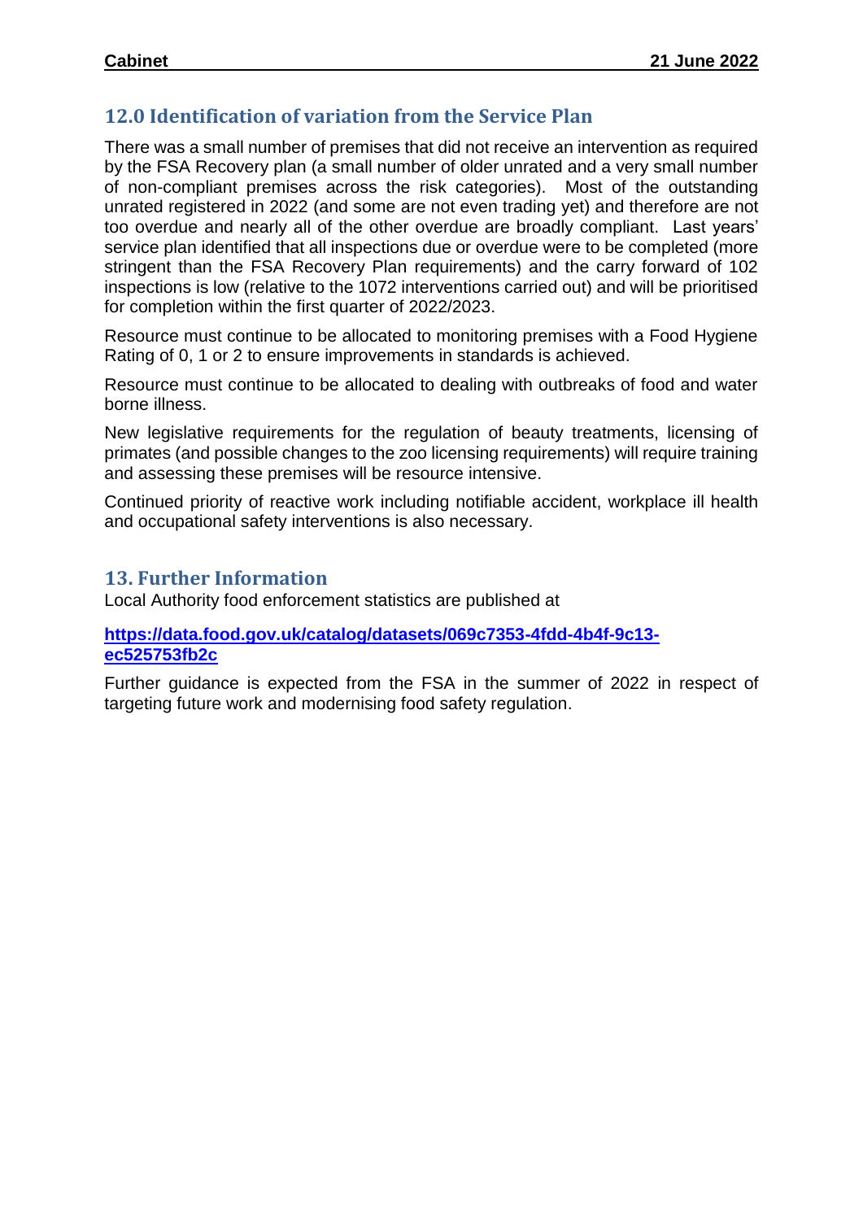## 12.0 Identification of variation from the Service Plan

There was a small number of premises that did not receive an intervention as required by the FSA Recovery plan (a small number of older unrated and a very small number of non-compliant premises across the risk categories). Most of the outstanding unrated registered in 2022 (and some are not even trading yet) and therefore are not too overdue and nearly all of the other overdue are broadly compliant. Last years' service plan identified that all inspections due or overdue were to be completed (more stringent than the FSA Recovery Plan requirements) and the carry forward of 102 inspections is low (relative to the 1072 interventions carried out) and will be prioritised for completion within the first quarter of 2022/2023.

Resource must continue to be allocated to monitoring premises with a Food Hygiene Rating of 0, 1 or 2 to ensure improvements in standards is achieved.

Resource must continue to be allocated to dealing with outbreaks of food and water borne illness.

New legislative requirements for the regulation of beauty treatments, licensing of primates (and possible changes to the zoo licensing requirements) will require training and assessing these premises will be resource intensive.

Continued priority of reactive work including notifiable accident, workplace ill health and occupational safety interventions is also necessary.

## 13. Further Information

Local Authority food enforcement statistics are published at

**[https://data.food.gov.uk/catalog/datasets/069c7353-4fdd-4b4f-9c13-ec525753fb2c](https://data.food.gov.uk/catalog/datasets/069c7353-4fdd-4b4f-9c13-ec525753fb2c)**

Further guidance is expected from the FSA in the summer of 2022 in respect of targeting future work and modernising food safety regulation.